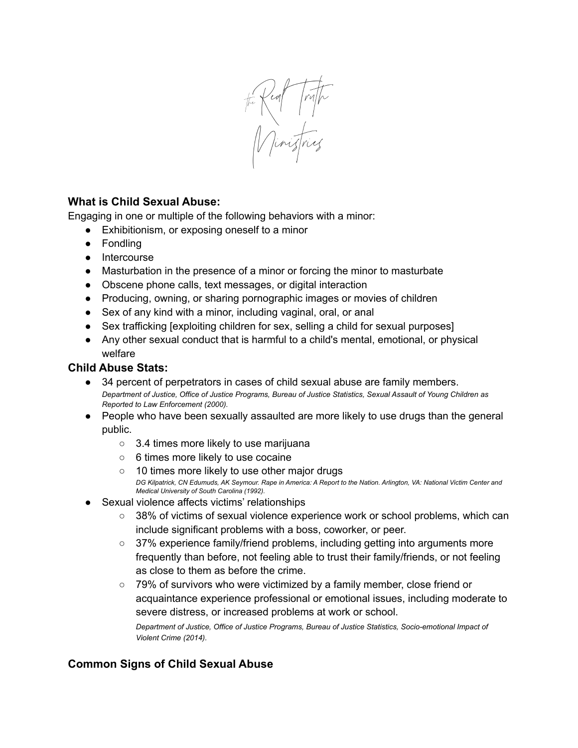the Real Truth Ministries

## What is Child Sexual Abuse:

Engaging in one or multiple of the following behaviors with a minor:

- Exhibitionism, or exposing oneself to a minor
- Fondling
- Intercourse
- Masturbation in the presence of a minor or forcing the minor to masturbate
- Obscene phone calls, text messages, or digital interaction
- Producing, owning, or sharing pornographic images or movies of children
- Sex of any kind with a minor, including vaginal, oral, or anal
- Sex trafficking [exploiting children for sex, selling a child for sexual purposes]
- Any other sexual conduct that is harmful to a child's mental, emotional, or physical welfare

## Child Abuse Stats:

- 34 percent of perpetrators in cases of child sexual abuse are family members.
  *Department of Justice, Office of Justice Programs, Bureau of Justice Statistics, Sexual Assault of Young Children as Reported to Law Enforcement (2000).*
- People who have been sexually assaulted are more likely to use drugs than the general public.
  - 3.4 times more likely to use marijuana
  - 6 times more likely to use cocaine
  - 10 times more likely to use other major drugs
    *DG Kilpatrick, CN Edumuds, AK Seymour. Rape in America: A Report to the Nation. Arlington, VA: National Victim Center and Medical University of South Carolina (1992).*
- Sexual violence affects victims' relationships
  - 38% of victims of sexual violence experience work or school problems, which can include significant problems with a boss, coworker, or peer.
  - 37% experience family/friend problems, including getting into arguments more frequently than before, not feeling able to trust their family/friends, or not feeling as close to them as before the crime.
  - 79% of survivors who were victimized by a family member, close friend or acquaintance experience professional or emotional issues, including moderate to severe distress, or increased problems at work or school.

    *Department of Justice, Office of Justice Programs, Bureau of Justice Statistics, Socio-emotional Impact of Violent Crime (2014).*

## Common Signs of Child Sexual Abuse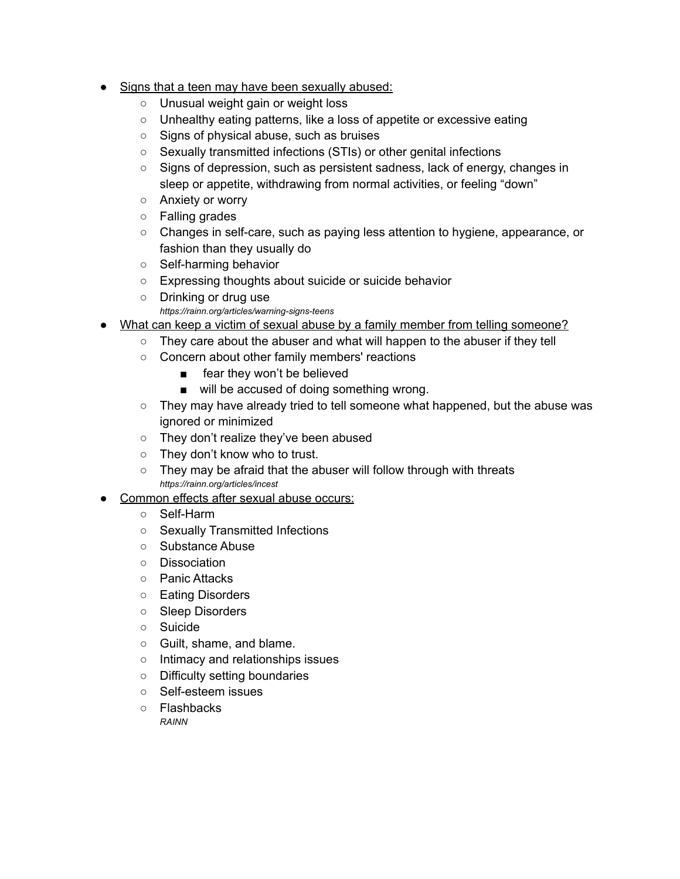- <u>Signs that a teen may have been sexually abused:</u>
    - Unusual weight gain or weight loss
    - Unhealthy eating patterns, like a loss of appetite or excessive eating
    - Signs of physical abuse, such as bruises
    - Sexually transmitted infections (STIs) or other genital infections
    - Signs of depression, such as persistent sadness, lack of energy, changes in sleep or appetite, withdrawing from normal activities, or feeling "down"
    - Anxiety or worry
    - Falling grades
    - Changes in self-care, such as paying less attention to hygiene, appearance, or fashion than they usually do
    - Self-harming behavior
    - Expressing thoughts about suicide or suicide behavior
    - Drinking or drug use

      ***https://rainn.org/articles/warning-signs-teens***
- <u>What can keep a victim of sexual abuse by a family member from telling someone?</u>
    - They care about the abuser and what will happen to the abuser if they tell
    - Concern about other family members' reactions
        - fear they won't be believed
        - will be accused of doing something wrong.
    - They may have already tried to tell someone what happened, but the abuse was ignored or minimized
    - They don't realize they've been abused
    - They don't know who to trust.
    - They may be afraid that the abuser will follow through with threats

      ***https://rainn.org/articles/incest***
- <u>Common effects after sexual abuse occurs:</u>
    - Self-Harm
    - Sexually Transmitted Infections
    - Substance Abuse
    - Dissociation
    - Panic Attacks
    - Eating Disorders
    - Sleep Disorders
    - Suicide
    - Guilt, shame, and blame.
    - Intimacy and relationships issues
    - Difficulty setting boundaries
    - Self-esteem issues
    - Flashbacks

      *RAINN*